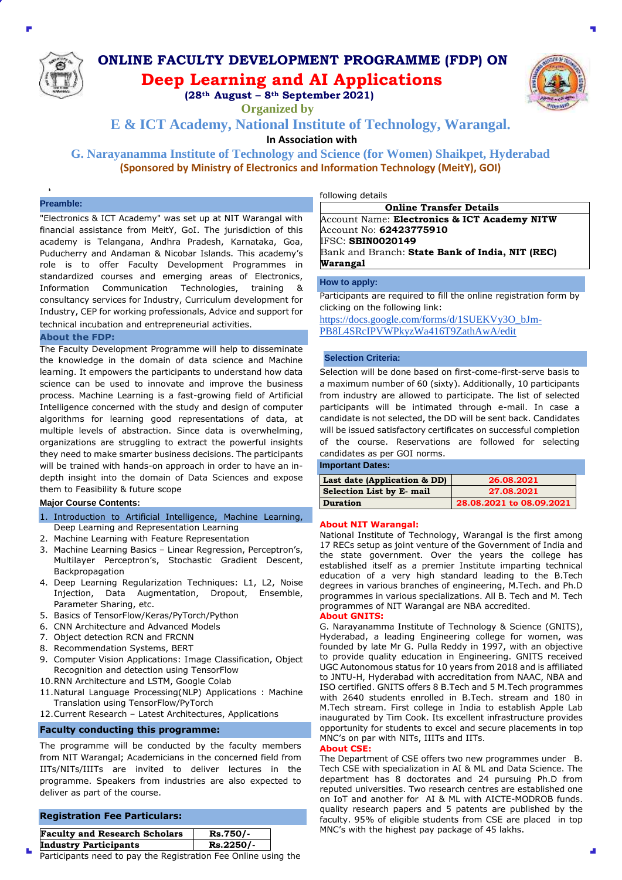# ONLINE FACULTY DEVELOPMENT PROGRAMME (FDP) ON

# Deep Learning and AI Applications

**(28th August – 8th September 2021)**

**Organized by**

## E & ICT Academy, National Institute of Technology, Warangal.

**In Association with**

## G. Narayanamma Institute of Technology and Science (for Women) Shaikpet, Hyderabad

**(Sponsored by Ministry of Electronics and Information Technology (MeitY), GOI)**

### Preamble:

"Electronics & ICT Academy" was set up at NIT Warangal with financial assistance from MeitY, GoI. The jurisdiction of this academy is Telangana, Andhra Pradesh, Karnataka, Goa, Puducherry and Andaman & Nicobar Islands. This academy's role is to offer Faculty Development Programmes in standardized courses and emerging areas of Electronics, Information Communication Technologies, training & consultancy services for Industry, Curriculum development for Industry, CEP for working professionals, Advice and support for technical incubation and entrepreneurial activities.

### About the FDP:

The Faculty Development Programme will help to disseminate the knowledge in the domain of data science and Machine learning. It empowers the participants to understand how data science can be used to innovate and improve the business process. Machine Learning is a fast-growing field of Artificial Intelligence concerned with the study and design of computer algorithms for learning good representations of data, at multiple levels of abstraction. Since data is overwhelming, organizations are struggling to extract the powerful insights they need to make smarter business decisions. The participants will be trained with hands-on approach in order to have an in-depth insight into the domain of Data Sciences and expose them to Feasibility & future scope

### Major Course Contents:

1. Introduction to Artificial Intelligence, Machine Learning, Deep Learning and Representation Learning
2. Machine Learning with Feature Representation
3. Machine Learning Basics – Linear Regression, Perceptron's, Multilayer Perceptron's, Stochastic Gradient Descent, Backpropagation
4. Deep Learning Regularization Techniques: L1, L2, Noise Injection, Data Augmentation, Dropout, Ensemble, Parameter Sharing, etc.
5. Basics of TensorFlow/Keras/PyTorch/Python
6. CNN Architecture and Advanced Models
7. Object detection RCN and FRCNN
8. Recommendation Systems, BERT
9. Computer Vision Applications: Image Classification, Object Recognition and detection using TensorFlow
10. RNN Architecture and LSTM, Google Colab
11. Natural Language Processing(NLP) Applications : Machine Translation using TensorFlow/PyTorch
12. Current Research – Latest Architectures, Applications

### Faculty conducting this programme:

The programme will be conducted by the faculty members from NIT Warangal; Academicians in the concerned field from IITs/NITs/IIITs are invited to deliver lectures in the programme. Speakers from industries are also expected to deliver as part of the course.

### Registration Fee Particulars:

| Faculty and Research Scholars | Rs.750/- |
|---|---|
| Industry Participants | Rs.2250/- |

Participants need to pay the Registration Fee Online using the following details

| Online Transfer Details |
|---|
| Account Name: **Electronics & ICT Academy NITW** |
| Account No: **62423775910** |
| IFSC: **SBIN0020149** |
| Bank and Branch: **State Bank of India, NIT (REC) Warangal** |

### How to apply:

Participants are required to fill the online registration form by clicking on the following link:
https://docs.google.com/forms/d/1SUEKVy3O_bJm-PB8L4SRcIPVWPkyzWa416T9ZathAwA/edit

### Selection Criteria:

Selection will be done based on first-come-first-serve basis to a maximum number of 60 (sixty). Additionally, 10 participants from industry are allowed to participate. The list of selected participants will be intimated through e-mail. In case a candidate is not selected, the DD will be sent back. Candidates will be issued satisfactory certificates on successful completion of the course. Reservations are followed for selecting candidates as per GOI norms.

### Important Dates:

| Last date (Application & DD) | 26.08.2021 |
|---|---|
| Selection List by E- mail | 27.08.2021 |
| Duration | 28.08.2021 to 08.09.2021 |

### About NIT Warangal:

National Institute of Technology, Warangal is the first among 17 RECs setup as joint venture of the Government of India and the state government. Over the years the college has established itself as a premier Institute imparting technical education of a very high standard leading to the B.Tech degrees in various branches of engineering, M.Tech. and Ph.D programmes in various specializations. All B. Tech and M. Tech programmes of NIT Warangal are NBA accredited.

### About GNITS:

G. Narayanamma Institute of Technology & Science (GNITS), Hyderabad, a leading Engineering college for women, was founded by late Mr G. Pulla Reddy in 1997, with an objective to provide quality education in Engineering. GNITS received UGC Autonomous status for 10 years from 2018 and is affiliated to JNTU-H, Hyderabad with accreditation from NAAC, NBA and ISO certified. GNITS offers 8 B.Tech and 5 M.Tech programmes with 2640 students enrolled in B.Tech. stream and 180 in M.Tech stream. First college in India to establish Apple Lab inaugurated by Tim Cook. Its excellent infrastructure provides opportunity for students to excel and secure placements in top MNC's on par with NITs, IIITs and IITs.

### About CSE:

The Department of CSE offers two new programmes under B. Tech CSE with specialization in AI & ML and Data Science. The department has 8 doctorates and 24 pursuing Ph.D from reputed universities. Two research centres are established one on IoT and another for AI & ML with AICTE-MODROB funds. quality research papers and 5 patents are published by the faculty. 95% of eligible students from CSE are placed in top MNC's with the highest pay package of 45 lakhs.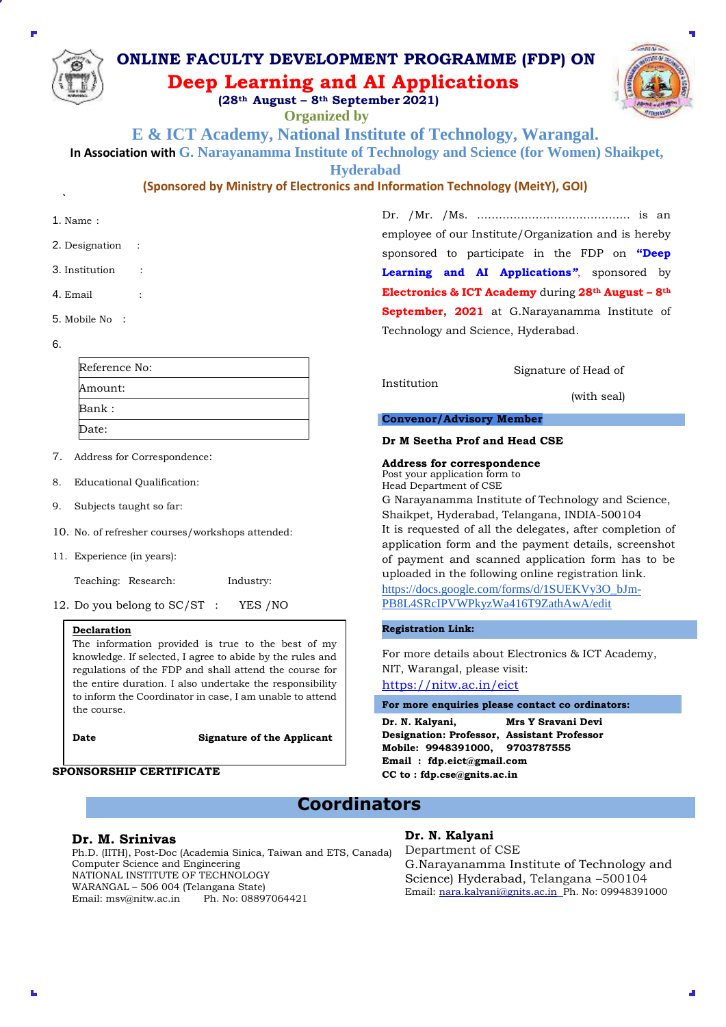# ONLINE FACULTY DEVELOPMENT PROGRAMME (FDP) ON

# Deep Learning and AI Applications

**(28th August – 8th September 2021)**

**Organized by**

## E & ICT Academy, National Institute of Technology, Warangal.

**In Association with** G. Narayanamma Institute of Technology and Science (for Women) Shaikpet, Hyderabad

**(Sponsored by Ministry of Electronics and Information Technology (MeitY), GOI)**

1. Name :
2. Designation :
3. Institution :
4. Email :
5. Mobile No :
6.

| |
|---|
| Reference No: |
| Amount: |
| Bank : |
| Date: |

7. Address for Correspondence:
8. Educational Qualification:
9. Subjects taught so far:
10. No. of refresher courses/workshops attended:
11. Experience (in years):

 Teaching: Research: Industry:

12. Do you belong to SC/ST : YES /NO

**Declaration**

The information provided is true to the best of my knowledge. If selected, I agree to abide by the rules and regulations of the FDP and shall attend the course for the entire duration. I also undertake the responsibility to inform the Coordinator in case, I am unable to attend the course.

**Date** **Signature of the Applicant**

**SPONSORSHIP CERTIFICATE**

Dr. /Mr. /Ms. .......................................... is an employee of our Institute/Organization and is hereby sponsored to participate in the FDP on **"Deep Learning and AI Applications"**, sponsored by **Electronics & ICT Academy** during **28th August – 8th September, 2021** at G.Narayanamma Institute of Technology and Science, Hyderabad.

Signature of Head of Institution (with seal)

**Convenor/Advisory Member**

**Dr M Seetha Prof and Head CSE**

**Address for correspondence**

Post your application form to
Head Department of CSE
G Narayanamma Institute of Technology and Science, Shaikpet, Hyderabad, Telangana, INDIA-500104

It is requested of all the delegates, after completion of application form and the payment details, screenshot of payment and scanned application form has to be uploaded in the following online registration link.

https://docs.google.com/forms/d/1SUEKVy3O_bJm-PB8L4SRcIPVWPkyzWa416T9ZathAwA/edit

**Registration Link:**

For more details about Electronics & ICT Academy, NIT, Warangal, please visit:
https://nitw.ac.in/eict

**For more enquiries please contact co ordinators:**

**Dr. N. Kalyani, Designation: Professor, Mobile: 9948391000,**

**Mrs Y Sravani Devi, Assistant Professor, 9703787555**

**Email : fdp.eict@gmail.com**

**CC to : fdp.cse@gnits.ac.in**

## Coordinators

**Dr. M. Srinivas**
Ph.D. (IITH), Post-Doc (Academia Sinica, Taiwan and ETS, Canada)
Computer Science and Engineering
NATIONAL INSTITUTE OF TECHNOLOGY
WARANGAL – 506 004 (Telangana State)
Email: msv@nitw.ac.in Ph. No: 08897064421

**Dr. N. Kalyani**
Department of CSE
G.Narayanamma Institute of Technology and Science) Hyderabad, Telangana –500104
Email: nara.kalyani@gnits.ac.in Ph. No: 09948391000